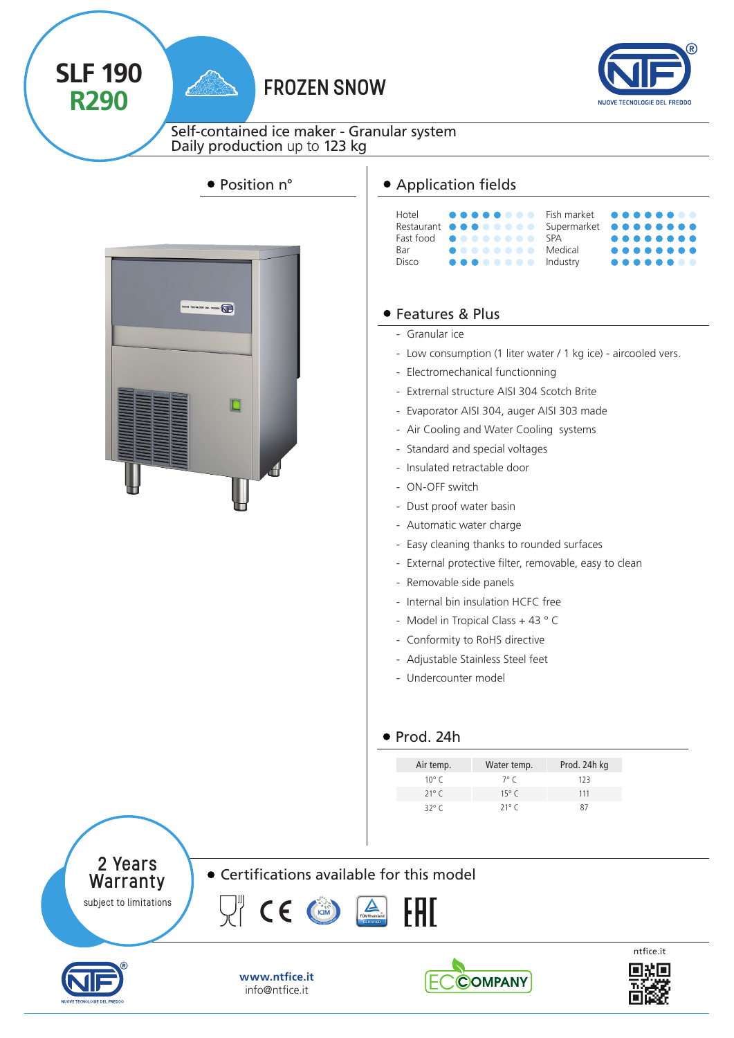# SLF 190
## R290

# FROZEN SNOW

Self-contained ice maker - Granular system
Daily production up to 123 kg

## • Position n°

## • Application fields

| | | | |
|---|---|---|---|
| Hotel | ●●●●●○○○ | Fish market | ●●●●●●○○ |
| Restaurant | ●●●○○○○○ | Supermarket | ●●●●●●●● |
| Fast food | ●○○○○○○○ | SPA | ●●●●●●●● |
| Bar | ●○○○○○○○ | Medical | ●●●●●●●● |
| Disco | ●●●○○○○○ | Industry | ●●●●●●○○ |

## • Features & Plus

- Granular ice
- Low consumption (1 liter water / 1 kg ice) - aircooled vers.
- Electromechanical functionning
- Extrernal structure AISI 304 Scotch Brite
- Evaporator AISI 304, auger AISI 303 made
- Air Cooling and Water Cooling systems
- Standard and special voltages
- Insulated retractable door
- ON-OFF switch
- Dust proof water basin
- Automatic water charge
- Easy cleaning thanks to rounded surfaces
- External protective filter, removable, easy to clean
- Removable side panels
- Internal bin insulation HCFC free
- Model in Tropical Class + 43 ° C
- Conformity to RoHS directive
- Adjustable Stainless Steel feet
- Undercounter model

## • Prod. 24h

| Air temp. | Water temp. | Prod. 24h kg |
|---|---|---|
| 10° C | 7° C | 123 |
| 21° C | 15° C | 111 |
| 32° C | 21° C | 87 |

**2 Years Warranty**
subject to limitations

## • Certifications available for this model

**www.ntfice.it**
info@ntfice.it

ntfice.it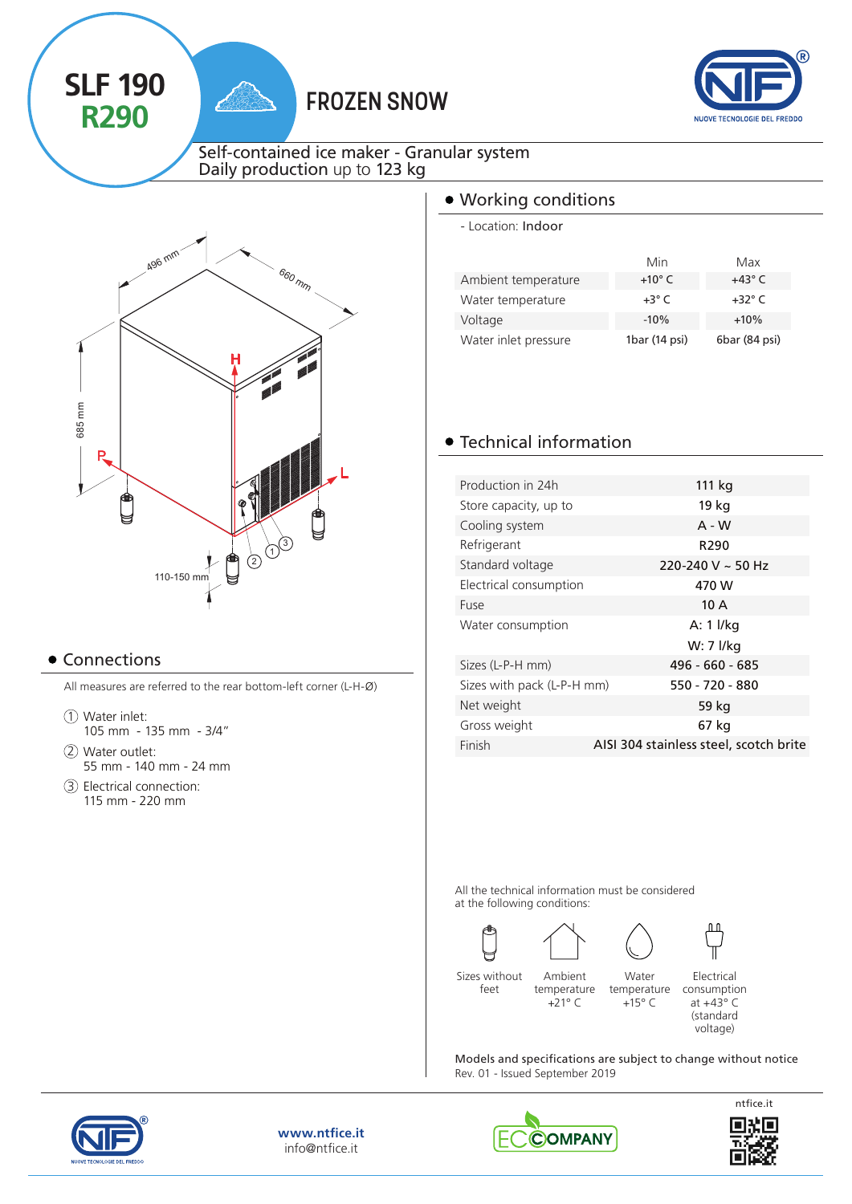# SLF 190 R290

## FROZEN SNOW

Self-contained ice maker - Granular system
Daily production up to 123 kg

496 mm
660 mm
685 mm
110-150 mm
H
P
L

## • Connections

All measures are referred to the rear bottom-left corner (L-H-Ø)

① Water inlet:
105 mm - 135 mm - 3/4"

② Water outlet:
55 mm - 140 mm - 24 mm

③ Electrical connection:
115 mm - 220 mm

## • Working conditions

- Location: Indoor

| | Min | Max |
|---|---|---|
| Ambient temperature | +10° C | +43° C |
| Water temperature | +3° C | +32° C |
| Voltage | -10% | +10% |
| Water inlet pressure | 1bar (14 psi) | 6bar (84 psi) |

## • Technical information

| | |
|---|---|
| Production in 24h | 111 kg |
| Store capacity, up to | 19 kg |
| Cooling system | A - W |
| Refrigerant | R290 |
| Standard voltage | 220-240 V ~ 50 Hz |
| Electrical consumption | 470 W |
| Fuse | 10 A |
| Water consumption | A: 1 l/kg<br>W: 7 l/kg |
| Sizes (L-P-H mm) | 496 - 660 - 685 |
| Sizes with pack (L-P-H mm) | 550 - 720 - 880 |
| Net weight | 59 kg |
| Gross weight | 67 kg |
| Finish | AISI 304 stainless steel, scotch brite |

All the technical information must be considered at the following conditions:

Sizes without feet

Ambient temperature +21° C

Water temperature +15° C

Electrical consumption at +43° C (standard voltage)

Models and specifications are subject to change without notice
Rev. 01 - Issued September 2019

www.ntfice.it
info@ntfice.it

ECOMPANY

ntfice.it